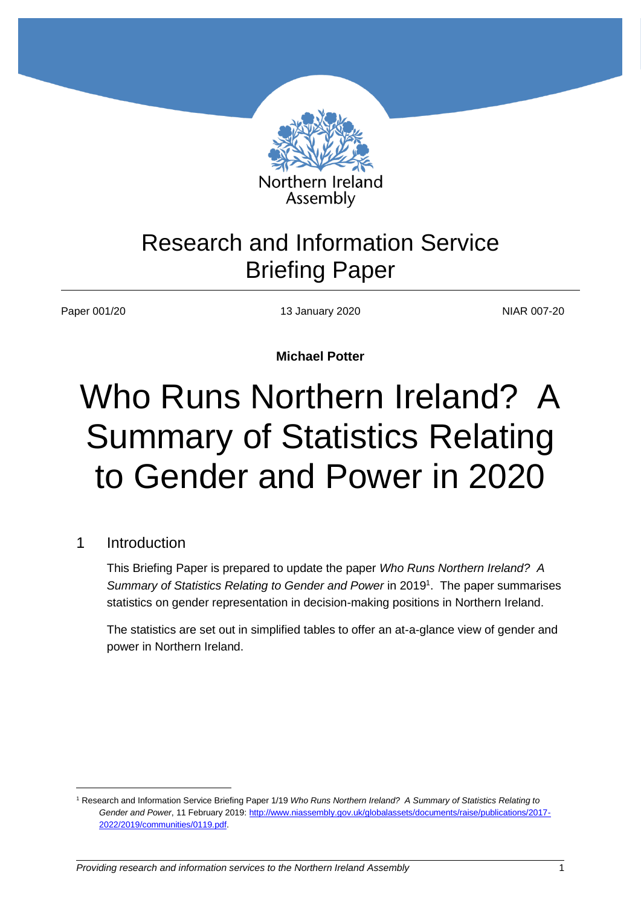Northern Ireland Assembly

# Research and Information Service Briefing Paper

Paper 001/20 | 13 January 2020 | NIAR 007-20

**Michael Potter**

# Who Runs Northern Ireland? A Summary of Statistics Relating to Gender and Power in 2020

## 1 Introduction

This Briefing Paper is prepared to update the paper *Who Runs Northern Ireland? A Summary of Statistics Relating to Gender and Power* in 2019[1]. The paper summarises statistics on gender representation in decision-making positions in Northern Ireland.

The statistics are set out in simplified tables to offer an at-a-glance view of gender and power in Northern Ireland.

[1] Research and Information Service Briefing Paper 1/19 *Who Runs Northern Ireland? A Summary of Statistics Relating to Gender and Power*, 11 February 2019: http://www.niassembly.gov.uk/globalassets/documents/raise/publications/2017-2022/2019/communities/0119.pdf.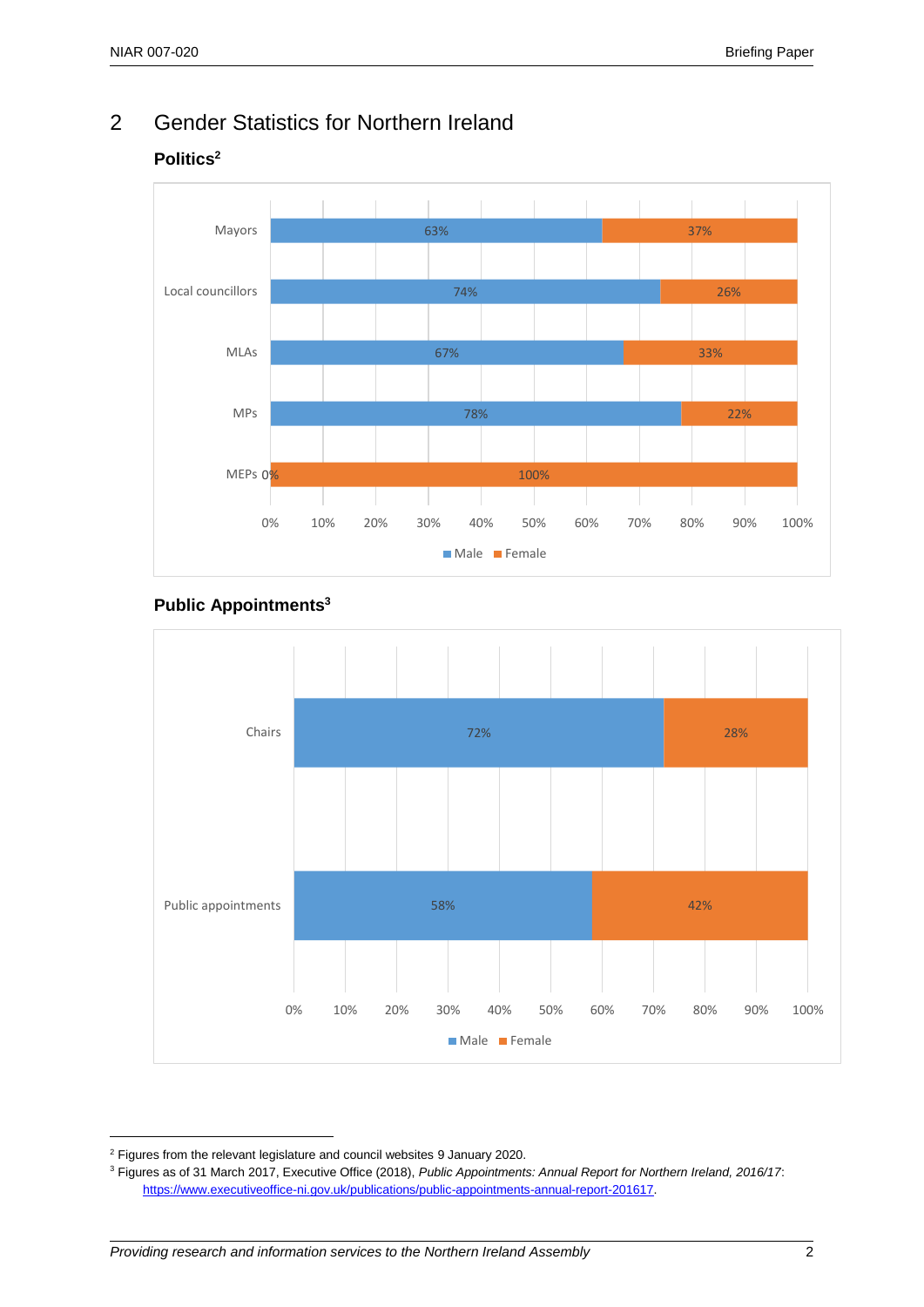## 2 Gender Statistics for Northern Ireland

### Politics[2]

| | Male | Female |
|---|---|---|
| Mayors | 63% | 37% |
| Local councillors | 74% | 26% |
| MLAs | 67% | 33% |
| MPs | 78% | 22% |
| MEPs | 0% | 100% |

### Public Appointments[3]

| | Male | Female |
|---|---|---|
| Chairs | 72% | 28% |
| Public appointments | 58% | 42% |

---

[2] Figures from the relevant legislature and council websites 9 January 2020.

[3] Figures as of 31 March 2017, Executive Office (2018), *Public Appointments: Annual Report for Northern Ireland, 2016/17*: https://www.executiveoffice-ni.gov.uk/publications/public-appointments-annual-report-201617.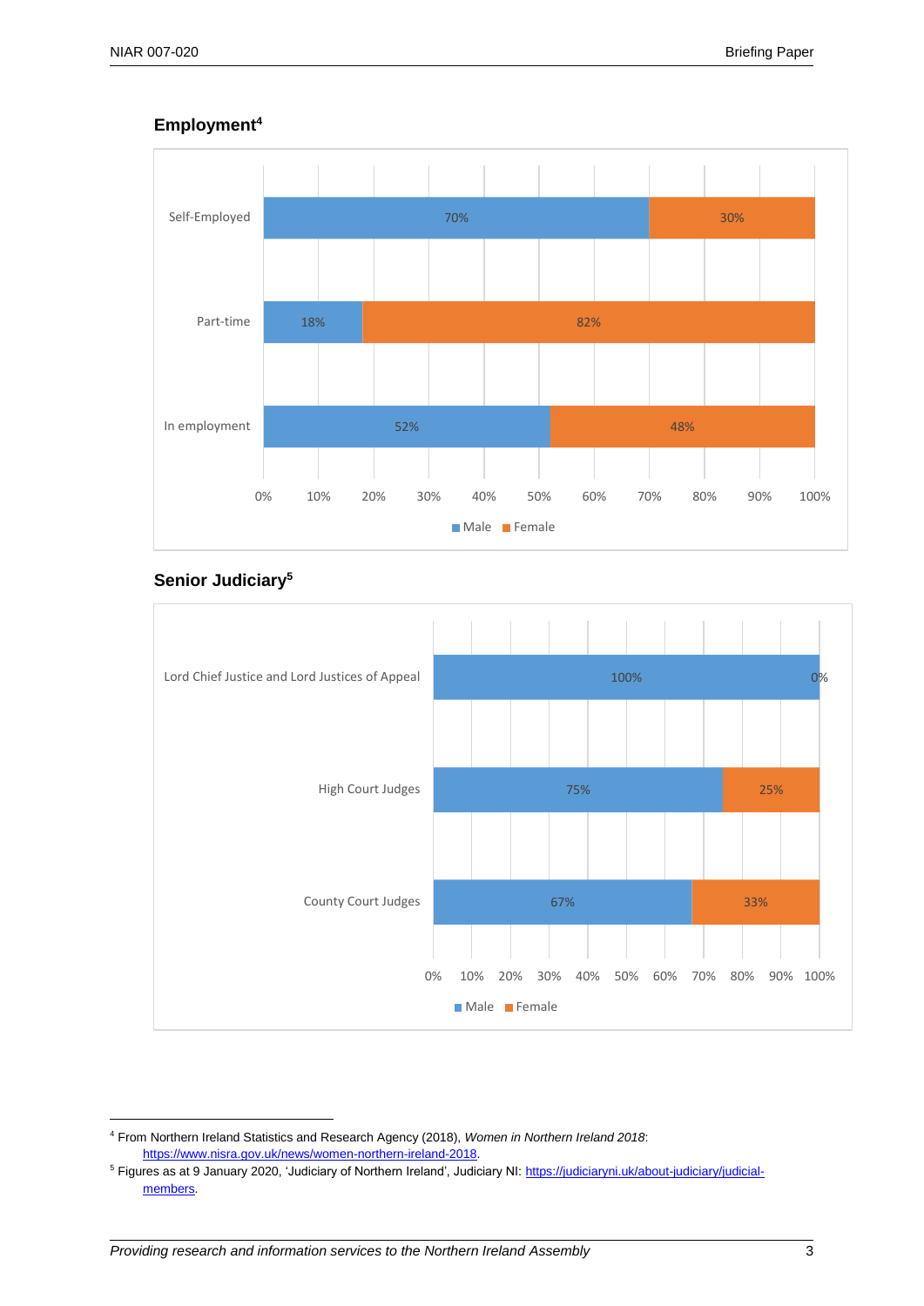## Employment[4]

| | Male | Female |
|---|---|---|
| Self-Employed | 70% | 30% |
| Part-time | 18% | 82% |
| In employment | 52% | 48% |

## Senior Judiciary[5]

| | Male | Female |
|---|---|---|
| Lord Chief Justice and Lord Justices of Appeal | 100% | 0% |
| High Court Judges | 75% | 25% |
| County Court Judges | 67% | 33% |

---

[4] From Northern Ireland Statistics and Research Agency (2018), *Women in Northern Ireland 2018*: https://www.nisra.gov.uk/news/women-northern-ireland-2018.

[5] Figures as at 9 January 2020, 'Judiciary of Northern Ireland', Judiciary NI: https://judiciaryni.uk/about-judiciary/judicial-members.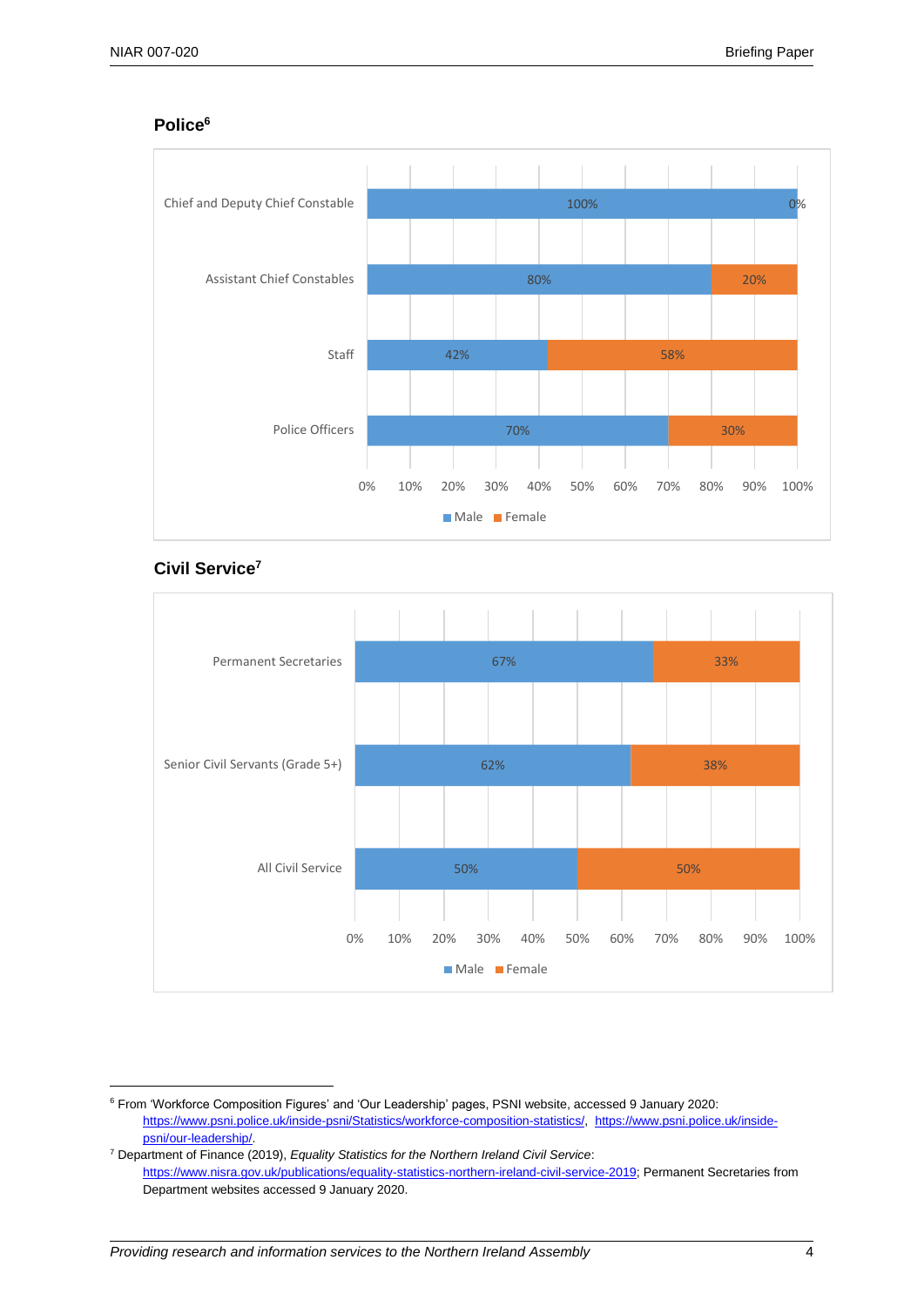## Police[6]

| | Male | Female |
|---|---|---|
| Chief and Deputy Chief Constable | 100% | 0% |
| Assistant Chief Constables | 80% | 20% |
| Staff | 42% | 58% |
| Police Officers | 70% | 30% |

## Civil Service[7]

| | Male | Female |
|---|---|---|
| Permanent Secretaries | 67% | 33% |
| Senior Civil Servants (Grade 5+) | 62% | 38% |
| All Civil Service | 50% | 50% |

---

[6] From 'Workforce Composition Figures' and 'Our Leadership' pages, PSNI website, accessed 9 January 2020: https://www.psni.police.uk/inside-psni/Statistics/workforce-composition-statistics/, https://www.psni.police.uk/inside-psni/our-leadership/.

[7] Department of Finance (2019), *Equality Statistics for the Northern Ireland Civil Service*: https://www.nisra.gov.uk/publications/equality-statistics-northern-ireland-civil-service-2019; Permanent Secretaries from Department websites accessed 9 January 2020.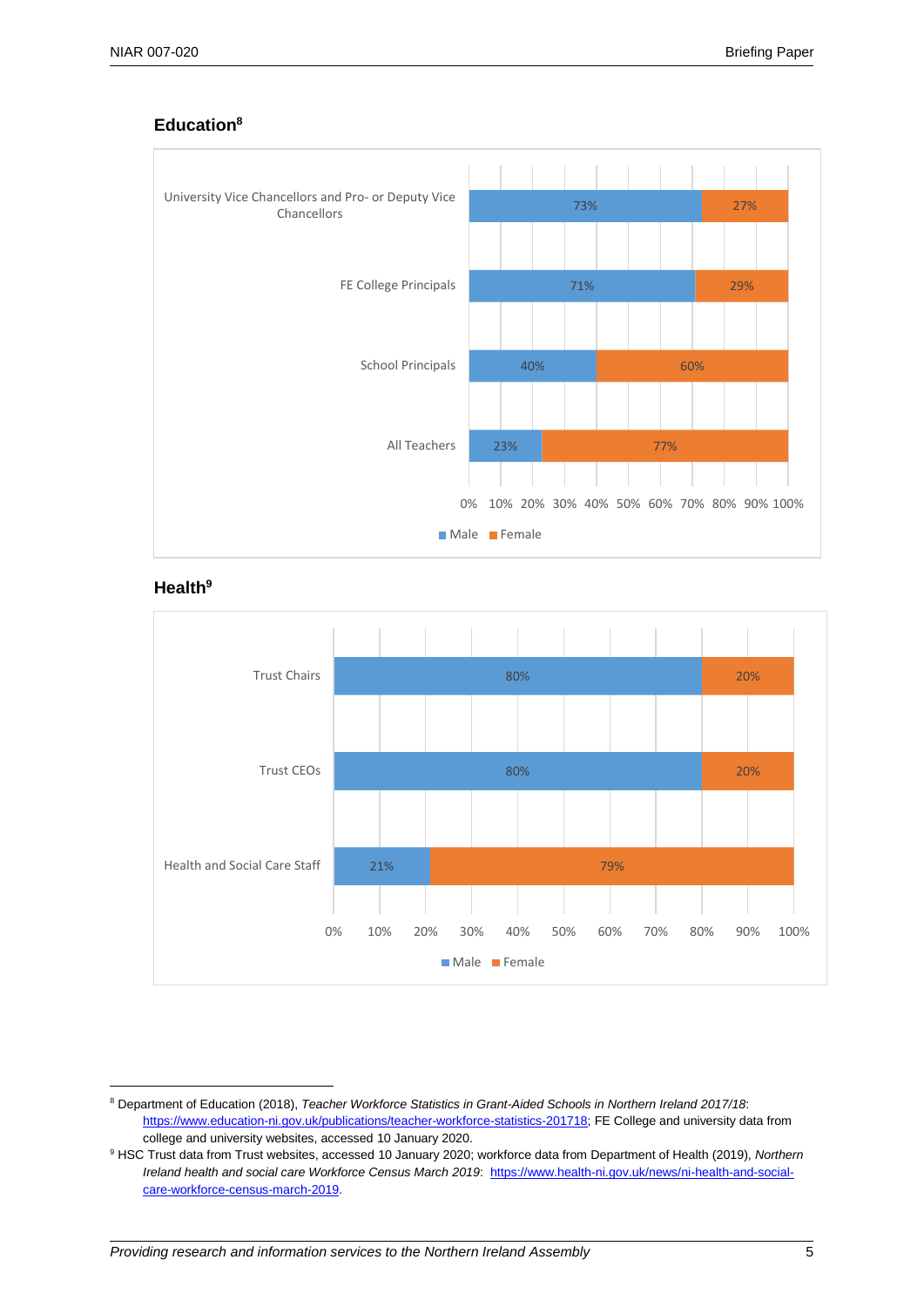## Education[8]

| | Male | Female |
|---|---|---|
| University Vice Chancellors and Pro- or Deputy Vice Chancellors | 73% | 27% |
| FE College Principals | 71% | 29% |
| School Principals | 40% | 60% |
| All Teachers | 23% | 77% |

## Health[9]

| | Male | Female |
|---|---|---|
| Trust Chairs | 80% | 20% |
| Trust CEOs | 80% | 20% |
| Health and Social Care Staff | 21% | 79% |

[8] Department of Education (2018), *Teacher Workforce Statistics in Grant-Aided Schools in Northern Ireland 2017/18*: https://www.education-ni.gov.uk/publications/teacher-workforce-statistics-201718; FE College and university data from college and university websites, accessed 10 January 2020.

[9] HSC Trust data from Trust websites, accessed 10 January 2020; workforce data from Department of Health (2019), *Northern Ireland health and social care Workforce Census March 2019*: https://www.health-ni.gov.uk/news/ni-health-and-social-care-workforce-census-march-2019.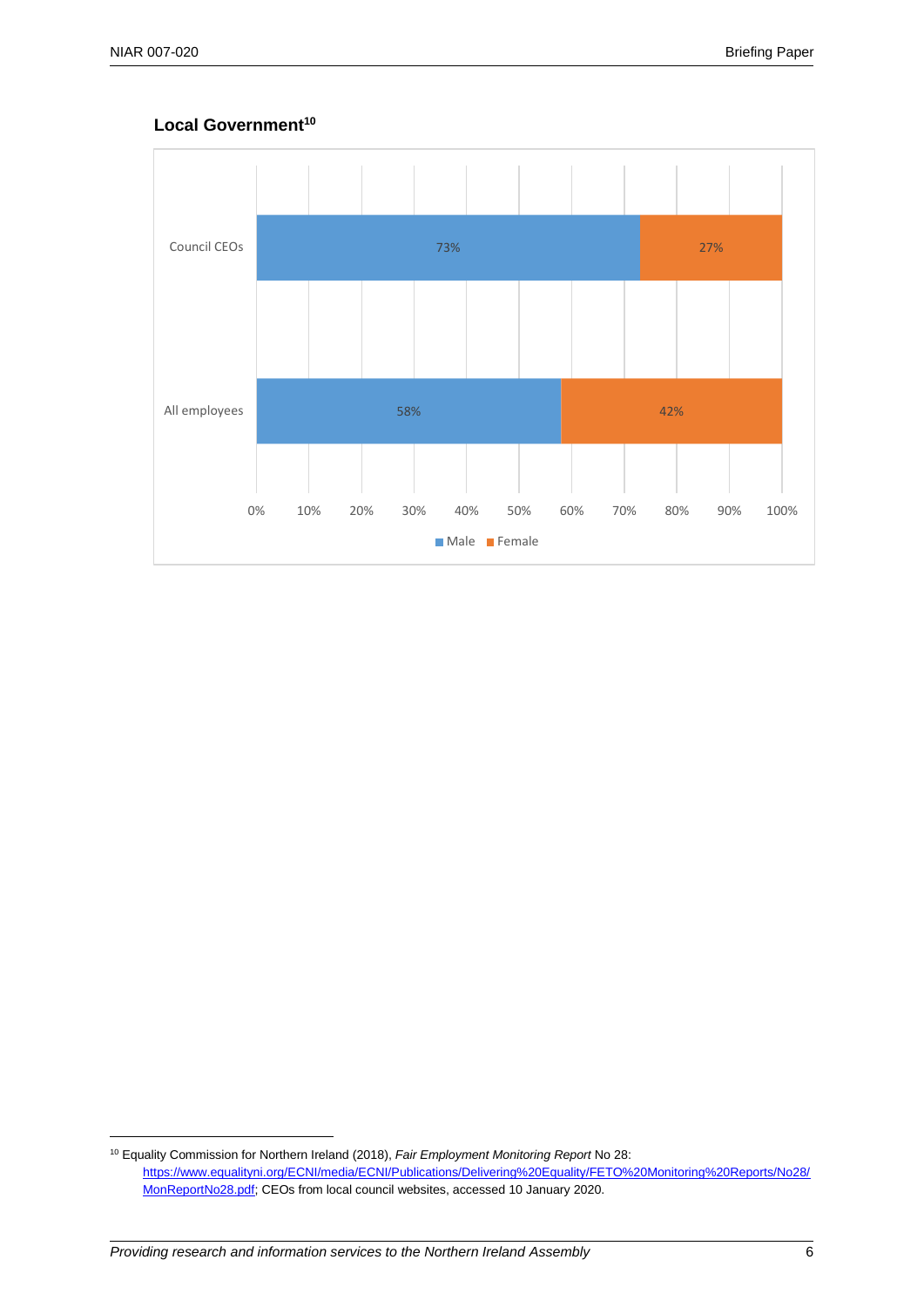### Local Government[10]

Council CEOs

73%

27%

All employees

58%

42%

0% 10% 20% 30% 40% 50% 60% 70% 80% 90% 100%

Male Female

[10] Equality Commission for Northern Ireland (2018), *Fair Employment Monitoring Report* No 28: https://www.equalityni.org/ECNI/media/ECNI/Publications/Delivering%20Equality/FETO%20Monitoring%20Reports/No28/MonReportNo28.pdf; CEOs from local council websites, accessed 10 January 2020.